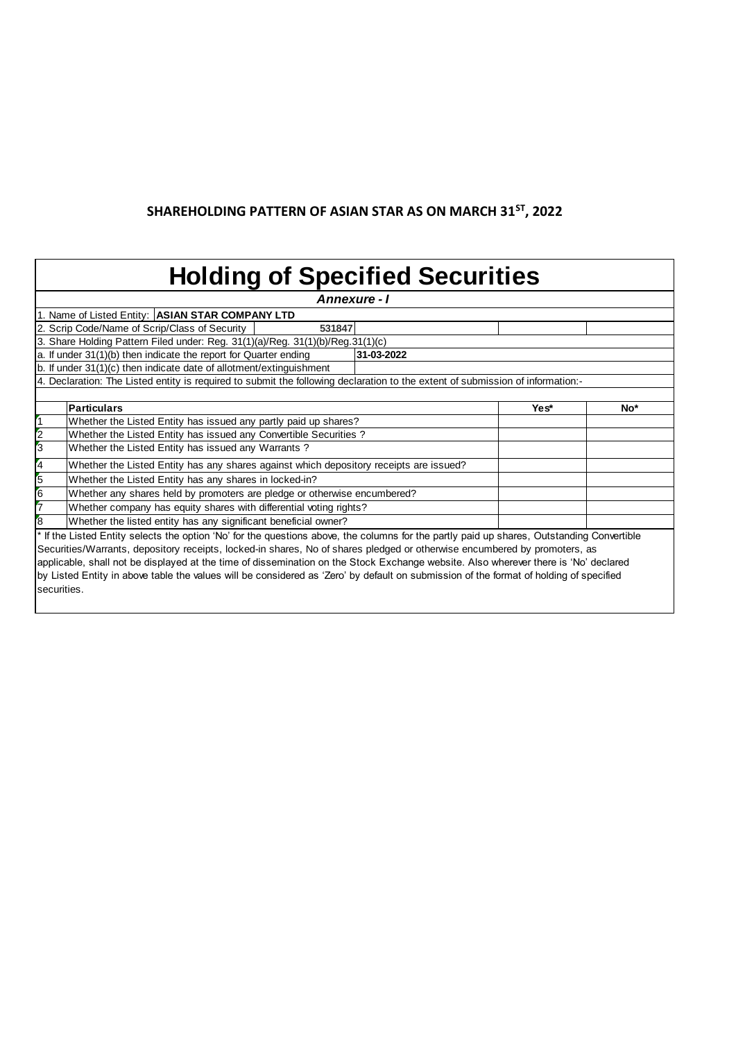**SHAREHOLDING PATTERN OF ASIAN STAR AS ON MARCH 31ST, 2022**

# Holding of Specified Securities

***Annexure - I***

1. Name of Listed Entity: **ASIAN STAR COMPANY LTD**

2. Scrip Code/Name of Scrip/Class of Security: **531847**

3. Share Holding Pattern Filed under: Reg. 31(1)(a)/Reg. 31(1)(b)/Reg.31(1)(c)

a. If under 31(1)(b) then indicate the report for Quarter ending: **31-03-2022**

b. If under 31(1)(c) then indicate date of allotment/extinguishment

4. Declaration: The Listed entity is required to submit the following declaration to the extent of submission of information:-

| | Particulars | Yes* | No* |
|---|---|---|---|
| 1 | Whether the Listed Entity has issued any partly paid up shares? | | |
| 2 | Whether the Listed Entity has issued any Convertible Securities ? | | |
| 3 | Whether the Listed Entity has issued any Warrants ? | | |
| 4 | Whether the Listed Entity has any shares against which depository receipts are issued? | | |
| 5 | Whether the Listed Entity has any shares in locked-in? | | |
| 6 | Whether any shares held by promoters are pledge or otherwise encumbered? | | |
| 7 | Whether company has equity shares with differential voting rights? | | |
| 8 | Whether the listed entity has any significant beneficial owner? | | |

* If the Listed Entity selects the option 'No' for the questions above, the columns for the partly paid up shares, Outstanding Convertible Securities/Warrants, depository receipts, locked-in shares, No of shares pledged or otherwise encumbered by promoters, as applicable, shall not be displayed at the time of dissemination on the Stock Exchange website. Also wherever there is 'No' declared by Listed Entity in above table the values will be considered as 'Zero' by default on submission of the format of holding of specified securities.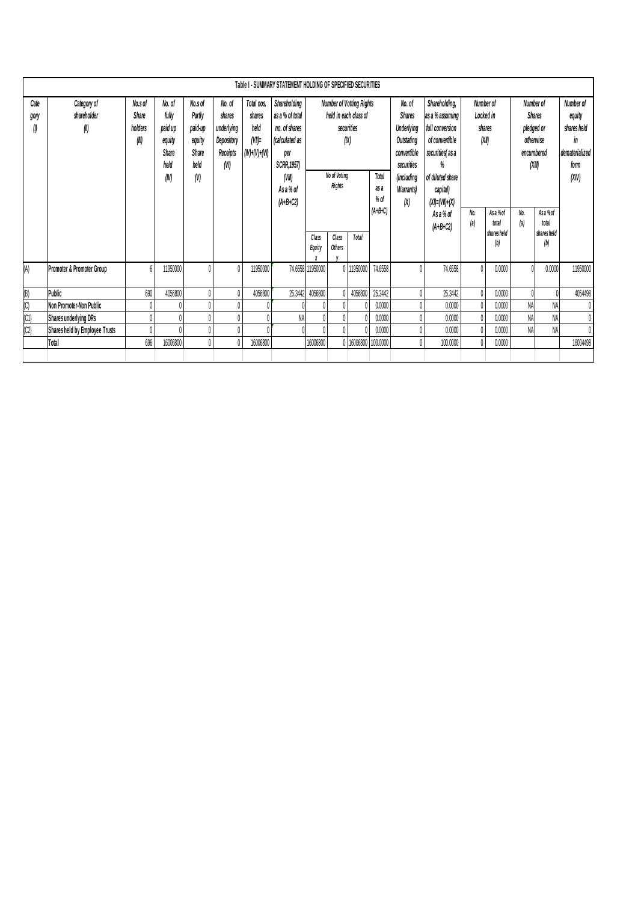**Table I - SUMMARY STATEMENT HOLDING OF SPECIFIED SECURITIES**

| Category (I) | Category of shareholder (II) | No.s of Share holders (III) | No. of fully paid up equity Share held (IV) | No.s of Partly paid-up equity Share held (V) | No. of shares underlying Depository Receipts (VI) | Total nos. shares held (VII)= (IV)+(V)+(VI) | Shareholding as a % of total no. of shares (calculated as per SCRR,1957) (VIII) As a % of (A+B+C2) | Number of Votting Rights held in each class of securities (IX) | | | | No. of Shares Underlying Outstating convertible securities (including Warrants) (X) | Shareholding, as a % assuming full conversion of convertible securities( as a % of diluted share capital) (XI)=(VII)+(X) As a % of (A+B+C2) | Number of Locked in shares (XII) | | Number of Shares pledged or otherwise encumbered (XIII) | | Number of equity shares held in dematerialized form (XIV) |
|---|---|---|---|---|---|---|---|---|---|---|---|---|---|---|---|---|---|---|
| | | | | | | | | No of Voting Rights | | | Total as a % of (A+B+C) | | | No. (a) | As a % of total shares held (b) | No. (a) | As a % of total shares held (b) | |
| | | | | | | | | Class Equity x | Class Others y | Total | | | | | | | | |
| (A) | Promoter & Promoter Group | 6 | 11950000 | 0 | 0 | 11950000 | 74.6558 | 11950000 | 0 | 11950000 | 74.6558 | 0 | 74.6558 | 0 | 0.0000 | 0 | 0.0000 | 11950000 |
| (B) | Public | 690 | 4056800 | 0 | 0 | 4056800 | 25.3442 | 4056800 | 0 | 4056800 | 25.3442 | 0 | 25.3442 | 0 | 0.0000 | 0 | 0 | 4054498 |
| (C) | Non Promoter-Non Public | 0 | 0 | 0 | 0 | 0 | 0 | 0 | 0 | 0 | 0.0000 | 0 | 0.0000 | 0 | 0.0000 | NA | NA | 0 |
| (C1) | Shares underlying DRs | 0 | 0 | 0 | 0 | 0 | NA | 0 | 0 | 0 | 0.0000 | 0 | 0.0000 | 0 | 0.0000 | NA | NA | 0 |
| (C2) | Shares held by Employee Trusts | 0 | 0 | 0 | 0 | 0 | 0 | 0 | 0 | 0 | 0.0000 | 0 | 0.0000 | 0 | 0.0000 | NA | NA | 0 |
| | Total | 696 | 16006800 | 0 | 0 | 16006800 | | 16006800 | 0 | 16006800 | 100.0000 | 0 | 100.0000 | 0 | 0.0000 | | | 16004498 |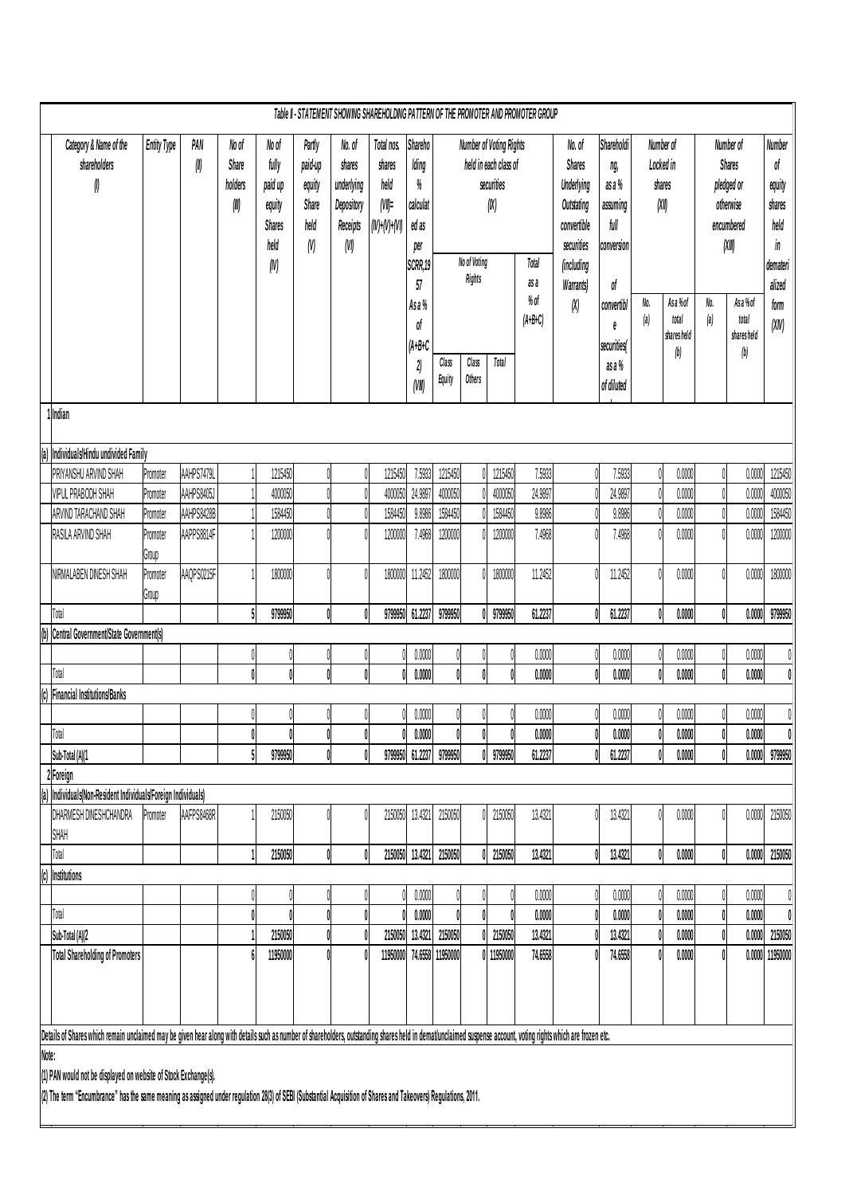# Table II - STATEMENT SHOWING SHAREHOLDING PATTERN OF THE PROMOTER AND PROMOTER GROUP

| | Category & Name of the shareholders (I) | Entity Type | PAN (II) | No of Share holders (III) | No of fully paid up equity Shares held (IV) | Partly paid-up equity Share held (V) | No. of shares underlying Depository Receipts (VI) | Total nos. shares held (VII)= (IV)+(V)+(VI) | Shareholding % calculated as per SCRR,1957 As a % of (A+B+C2) (VIII) | Number of Voting Rights held in each class of securities (IX) | | | | No. of Shares Underlying Outstating convertible securities (including Warrants) (X) | Shareholding, as a % assuming full conversion of convertible securities( as a % of diluted | Number of Locked in shares (XII) | | Number of Shares pledged or otherwise encumbered (XIII) | | Number of equity shares held in dematerialized form (XIV) |
|---|---|---|---|---|---|---|---|---|---|---|---|---|---|---|---|---|---|---|---|---|
| | | | | | | | | | | No of Voting Rights | | | Total as a % of (A+B+C) | | | No. (a) | As a % of total shares held (b) | No. (a) | As a % of total shares held (b) | |
| | | | | | | | | | | Class Equity | Class Others | Total | | | | | | | | |
| 1 | Indian | | | | | | | | | | | | | | | | | | | |
| (a) | Individuals/Hindu undivided Family | | | | | | | | | | | | | | | | | | | |
| | PRIYANSHU ARVIND SHAH | Promoter | AAHPS7479L | 1 | 1215450 | 0 | 0 | 1215450 | 7.5933 | 1215450 | 0 | 1215450 | 7.5933 | 0 | 7.5933 | 0 | 0.0000 | 0 | 0.0000 | 1215450 |
| | VIPUL PRABODH SHAH | Promoter | AAHPS8405J | 1 | 4000050 | 0 | 0 | 4000050 | 24.9897 | 4000050 | 0 | 4000050 | 24.9897 | 0 | 24.9897 | 0 | 0.0000 | 0 | 0.0000 | 4000050 |
| | ARVIND TARACHAND SHAH | Promoter | AAHPS8428B | 1 | 1584450 | 0 | 0 | 1584450 | 9.8986 | 1584450 | 0 | 1584450 | 9.8986 | 0 | 9.8986 | 0 | 0.0000 | 0 | 0.0000 | 1584450 |
| | RASILA ARVIND SHAH | Promoter Group | AAPPS9814F | 1 | 1200000 | 0 | 0 | 1200000 | 7.4968 | 1200000 | 0 | 1200000 | 7.4968 | 0 | 7.4968 | 0 | 0.0000 | 0 | 0.0000 | 1200000 |
| | NIRMALABEN DINESH SHAH | Promoter Group | AAQPS0215F | 1 | 1800000 | 0 | 0 | 1800000 | 11.2452 | 1800000 | 0 | 1800000 | 11.2452 | 0 | 11.2452 | 0 | 0.0000 | 0 | 0.0000 | 1800000 |
| | Total | | | 5 | 9799950 | 0 | 0 | 9799950 | 61.2237 | 9799950 | 0 | 9799950 | 61.2237 | 0 | 61.2237 | 0 | 0.0000 | 0 | 0.0000 | 9799950 |
| (b) | Central Government/State Government(s) | | | | | | | | | | | | | | | | | | | |
| | | | | 0 | 0 | 0 | 0 | 0 | 0.0000 | 0 | 0 | 0 | 0.0000 | 0 | 0.0000 | 0 | 0.0000 | 0 | 0.0000 | 0 |
| | Total | | | 0 | 0 | 0 | 0 | 0 | 0.0000 | 0 | 0 | 0 | 0.0000 | 0 | 0.0000 | 0 | 0.0000 | 0 | 0.0000 | 0 |
| (c) | Financial Institutions/Banks | | | | | | | | | | | | | | | | | | | |
| | | | | 0 | 0 | 0 | 0 | 0 | 0.0000 | 0 | 0 | 0 | 0.0000 | 0 | 0.0000 | 0 | 0.0000 | 0 | 0.0000 | 0 |
| | Total | | | 0 | 0 | 0 | 0 | 0 | 0.0000 | 0 | 0 | 0 | 0.0000 | 0 | 0.0000 | 0 | 0.0000 | 0 | 0.0000 | 0 |
| | Sub-Total (A)(1 | | | 5 | 9799950 | 0 | 0 | 9799950 | 61.2237 | 9799950 | 0 | 9799950 | 61.2237 | 0 | 61.2237 | 0 | 0.0000 | 0 | 0.0000 | 9799950 |
| 2 | Foreign | | | | | | | | | | | | | | | | | | | |
| (a) | Individuals(Non-Resident Individuals/Foreign Individuals) | | | | | | | | | | | | | | | | | | | |
| | DHARMESH DINESHCHANDRA SHAH | Promoter | AAFPS8468R | 1 | 2150050 | 0 | 0 | 2150050 | 13.4321 | 2150050 | 0 | 2150050 | 13.4321 | 0 | 13.4321 | 0 | 0.0000 | 0 | 0.0000 | 2150050 |
| | Total | | | 1 | 2150050 | 0 | 0 | 2150050 | 13.4321 | 2150050 | 0 | 2150050 | 13.4321 | 0 | 13.4321 | 0 | 0.0000 | 0 | 0.0000 | 2150050 |
| (c) | Institutions | | | | | | | | | | | | | | | | | | | |
| | | | | 0 | 0 | 0 | 0 | 0 | 0.0000 | 0 | 0 | 0 | 0.0000 | 0 | 0.0000 | 0 | 0.0000 | 0 | 0.0000 | 0 |
| | Total | | | 0 | 0 | 0 | 0 | 0 | 0.0000 | 0 | 0 | 0 | 0.0000 | 0 | 0.0000 | 0 | 0.0000 | 0 | 0.0000 | 0 |
| | Sub-Total (A)(2 | | | 1 | 2150050 | 0 | 0 | 2150050 | 13.4321 | 2150050 | 0 | 2150050 | 13.4321 | 0 | 13.4321 | 0 | 0.0000 | 0 | 0.0000 | 2150050 |
| | Total Shareholding of Promoters | | | 6 | 11950000 | 0 | 0 | 11950000 | 74.6558 | 11950000 | 0 | 11950000 | 74.6558 | 0 | 74.6558 | 0 | 0.0000 | 0 | 0.0000 | 11950000 |

Details of Shares which remain unclaimed may be given hear along with details such as number of shareholders, outstanding shares held in demat/unclaimed suspense account, voting rights which are frozen etc.

**Note:**

**(1) PAN would not be displayed on website of Stock Exchange(s).**

**(2) The term "Encumbrance" has the same meaning as assigned under regulation 28(3) of SEBI (Substantial Acquisition of Shares and Takeovers) Regulations, 2011.**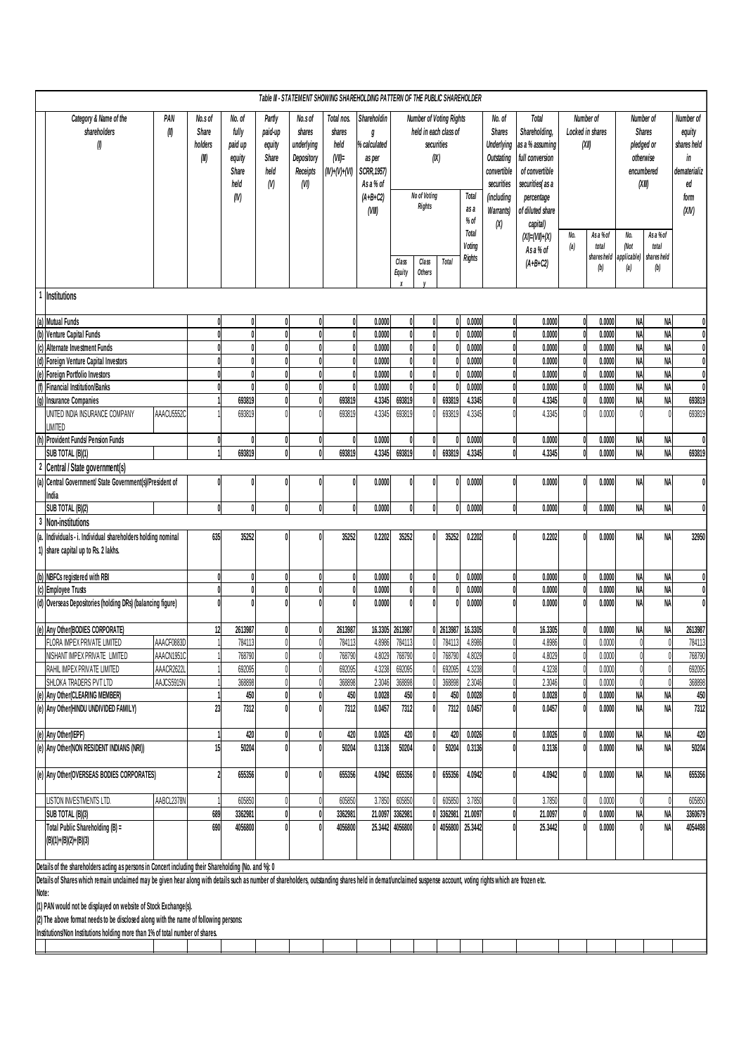**Table III - STATEMENT SHOWING SHAREHOLDING PATTERN OF THE PUBLIC SHAREHOLDER**

| | Category & Name of the shareholders (I) | PAN (II) | No.s of Share holders (III) | No. of fully paid up equity Share held (IV) | Partly paid-up equity Share held (V) | No.s of shares underlying Depository Receipts (VI) | Total nos. shares held (VII)= (IV)+(V)+(VI) | Shareholding % calculated as per SCRR,1957) As a % of (A+B+C2) (VIII) | Number of Voting Rights held in each class of securities (IX) | | | | No. of Shares Underlying Outstanting convertible securities (including Warrants) (X) | Total Shareholding, as a % assuming full conversion of convertible securities( as a percentage of diluted share capital) (XI)=(VII)+(X) As a % of (A+B+C2) | Number of Locked in shares (XII) | | Number of Shares pledged or otherwise encumbered (XIII) | | Number of equity shares held in dematerializ ed form (XIV) |
|---|---|---|---|---|---|---|---|---|---|---|---|---|---|---|---|---|---|---|---|
| | | | | | | | | | No of Voting Rights | | | Total as a % of Total Voting Rights | | | No. (a) | As a % of total shares held (b) | No. (Not applicable) (a) | As a % of total shares held (b) | |
| | | | | | | | | | Class Equity x | Class Others y | Total | | | | | | | | |
| 1 | **Institutions** | | | | | | | | | | | | | | | | | | |
| (a) | Mutual Funds | | 0 | 0 | 0 | 0 | 0 | 0.0000 | 0 | 0 | 0 | 0.0000 | 0 | 0.0000 | 0 | 0.0000 | NA | NA | 0 |
| (b) | Venture Capital Funds | | 0 | 0 | 0 | 0 | 0 | 0.0000 | 0 | 0 | 0 | 0.0000 | 0 | 0.0000 | 0 | 0.0000 | NA | NA | 0 |
| (c) | Alternate Investment Funds | | 0 | 0 | 0 | 0 | 0 | 0.0000 | 0 | 0 | 0 | 0.0000 | 0 | 0.0000 | 0 | 0.0000 | NA | NA | 0 |
| (d) | Foreign Venture Capital Investors | | 0 | 0 | 0 | 0 | 0 | 0.0000 | 0 | 0 | 0 | 0.0000 | 0 | 0.0000 | 0 | 0.0000 | NA | NA | 0 |
| (e) | Foreign Portfolio Investors | | 0 | 0 | 0 | 0 | 0 | 0.0000 | 0 | 0 | 0 | 0.0000 | 0 | 0.0000 | 0 | 0.0000 | NA | NA | 0 |
| (f) | Financial Institution/Banks | | 0 | 0 | 0 | 0 | 0 | 0.0000 | 0 | 0 | 0 | 0.0000 | 0 | 0.0000 | 0 | 0.0000 | NA | NA | 0 |
| (g) | Insurance Companies | | 1 | 693819 | 0 | 0 | 693819 | 4.3345 | 693819 | 0 | 693819 | 4.3345 | 0 | 4.3345 | 0 | 0.0000 | NA | NA | 693819 |
| | UNITED INDIA INSURANCE COMPANY LIMITED | AAACU5552C | 1 | 693819 | 0 | 0 | 693819 | 4.3345 | 693819 | 0 | 693819 | 4.3345 | 0 | 4.3345 | 0 | 0.0000 | 0 | 0 | 693819 |
| (h) | Provident Funds/ Pension Funds | | 0 | 0 | 0 | 0 | 0 | 0.0000 | 0 | 0 | 0 | 0.0000 | 0 | 0.0000 | 0 | 0.0000 | NA | NA | 0 |
| | SUB TOTAL (B)(1) | | 1 | 693819 | 0 | 0 | 693819 | 4.3345 | 693819 | 0 | 693819 | 4.3345 | 0 | 4.3345 | 0 | 0.0000 | NA | NA | 693819 |
| 2 | **Central / State government(s)** | | | | | | | | | | | | | | | | | | |
| (a) | Central Government/ State Government(s)/President of India | | 0 | 0 | 0 | 0 | 0 | 0.0000 | 0 | 0 | 0 | 0.0000 | 0 | 0.0000 | 0 | 0.0000 | NA | NA | 0 |
| | SUB TOTAL (B)(2) | | 0 | 0 | 0 | 0 | 0 | 0.0000 | 0 | 0 | 0 | 0.0000 | 0 | 0.0000 | 0 | 0.0000 | NA | NA | 0 |
| 3 | **Non-institutions** | | | | | | | | | | | | | | | | | | |
| (a.1) | Individuals - i. Individual shareholders holding nominal share capital up to Rs. 2 lakhs. | | 635 | 35252 | 0 | 0 | 35252 | 0.2202 | 35252 | 0 | 35252 | 0.2202 | 0 | 0.2202 | 0 | 0.0000 | NA | NA | 32950 |
| (b) | NBFCs registered with RBI | | 0 | 0 | 0 | 0 | 0 | 0.0000 | 0 | 0 | 0 | 0.0000 | 0 | 0.0000 | 0 | 0.0000 | NA | NA | 0 |
| (c) | Employee Trusts | | 0 | 0 | 0 | 0 | 0 | 0.0000 | 0 | 0 | 0 | 0.0000 | 0 | 0.0000 | 0 | 0.0000 | NA | NA | 0 |
| (d) | Overseas Depositories (holding DRs) (balancing figure) | | 0 | 0 | 0 | 0 | 0 | 0.0000 | 0 | 0 | 0 | 0.0000 | 0 | 0.0000 | 0 | 0.0000 | NA | NA | 0 |
| (e) | Any Other(BODIES CORPORATE) | | 12 | 2613987 | 0 | 0 | 2613987 | 16.3305 | 2613987 | 0 | 2613987 | 16.3305 | 0 | 16.3305 | 0 | 0.0000 | NA | NA | 2613987 |
| | FLORA IMPEX PRIVATE LIMITED | AAACF0883D | 1 | 784113 | 0 | 0 | 784113 | 4.8986 | 784113 | 0 | 784113 | 4.8986 | 0 | 4.8986 | 0 | 0.0000 | 0 | 0 | 784113 |
| | NISHANT IMPEX PRIVATE LIMITED | AAACN1951C | 1 | 768790 | 0 | 0 | 768790 | 4.8029 | 768790 | 0 | 768790 | 4.8029 | 0 | 4.8029 | 0 | 0.0000 | 0 | 0 | 768790 |
| | RAHIL IMPEX PRIVATE LIMITED | AAACR2622L | 1 | 692095 | 0 | 0 | 692095 | 4.3238 | 692095 | 0 | 692095 | 4.3238 | 0 | 4.3238 | 0 | 0.0000 | 0 | 0 | 692095 |
| | SHLOKA TRADERS PVT LTD | AAJCS5915N | 1 | 368898 | 0 | 0 | 368898 | 2.3046 | 368898 | 0 | 368898 | 2.3046 | 0 | 2.3046 | 0 | 0.0000 | 0 | 0 | 368898 |
| (e) | Any Other(CLEARING MEMBER) | | 1 | 450 | 0 | 0 | 450 | 0.0028 | 450 | 0 | 450 | 0.0028 | 0 | 0.0028 | 0 | 0.0000 | NA | NA | 450 |
| (e) | Any Other(HINDU UNDIVIDED FAMILY) | | 23 | 7312 | 0 | 0 | 7312 | 0.0457 | 7312 | 0 | 7312 | 0.0457 | 0 | 0.0457 | 0 | 0.0000 | NA | NA | 7312 |
| (e) | Any Other(IEPF) | | 1 | 420 | 0 | 0 | 420 | 0.0026 | 420 | 0 | 420 | 0.0026 | 0 | 0.0026 | 0 | 0.0000 | NA | NA | 420 |
| (e) | Any Other(NON RESIDENT INDIANS (NRI)) | | 15 | 50204 | 0 | 0 | 50204 | 0.3136 | 50204 | 0 | 50204 | 0.3136 | 0 | 0.3136 | 0 | 0.0000 | NA | NA | 50204 |
| (e) | Any Other(OVERSEAS BODIES CORPORATES) | | 2 | 655356 | 0 | 0 | 655356 | 4.0942 | 655356 | 0 | 655356 | 4.0942 | 0 | 4.0942 | 0 | 0.0000 | NA | NA | 655356 |
| | LISTON INVESTMENTS LTD. | AABCL2378N | 1 | 605850 | 0 | 0 | 605850 | 3.7850 | 605850 | 0 | 605850 | 3.7850 | 0 | 3.7850 | 0 | 0.0000 | 0 | 0 | 605850 |
| | SUB TOTAL (B)(3) | | 689 | 3362981 | 0 | 0 | 3362981 | 21.0097 | 3362981 | 0 | 3362981 | 21.0097 | 0 | 21.0097 | 0 | 0.0000 | NA | NA | 3360679 |
| | Total Public Shareholding (B) = (B)(1)+(B)(2)+(B)(3) | | 690 | 4056800 | 0 | 0 | 4056800 | 25.3442 | 4056800 | 0 | 4056800 | 25.3442 | 0 | 25.3442 | 0 | 0.0000 | 0 | NA | 4054498 |

Details of the shareholders acting as persons in Concert including their Shareholding (No. and %): 0

Details of Shares which remain unclaimed may be given hear along with details such as number of shareholders, outstanding shares held in demat/unclaimed suspense account, voting rights which are frozen etc.

Note:

(1) PAN would not be displayed on website of Stock Exchange(s).

(2) The above format needs to be disclosed along with the name of following persons:

Institutions/Non Institutions holding more than 1% of total number of shares.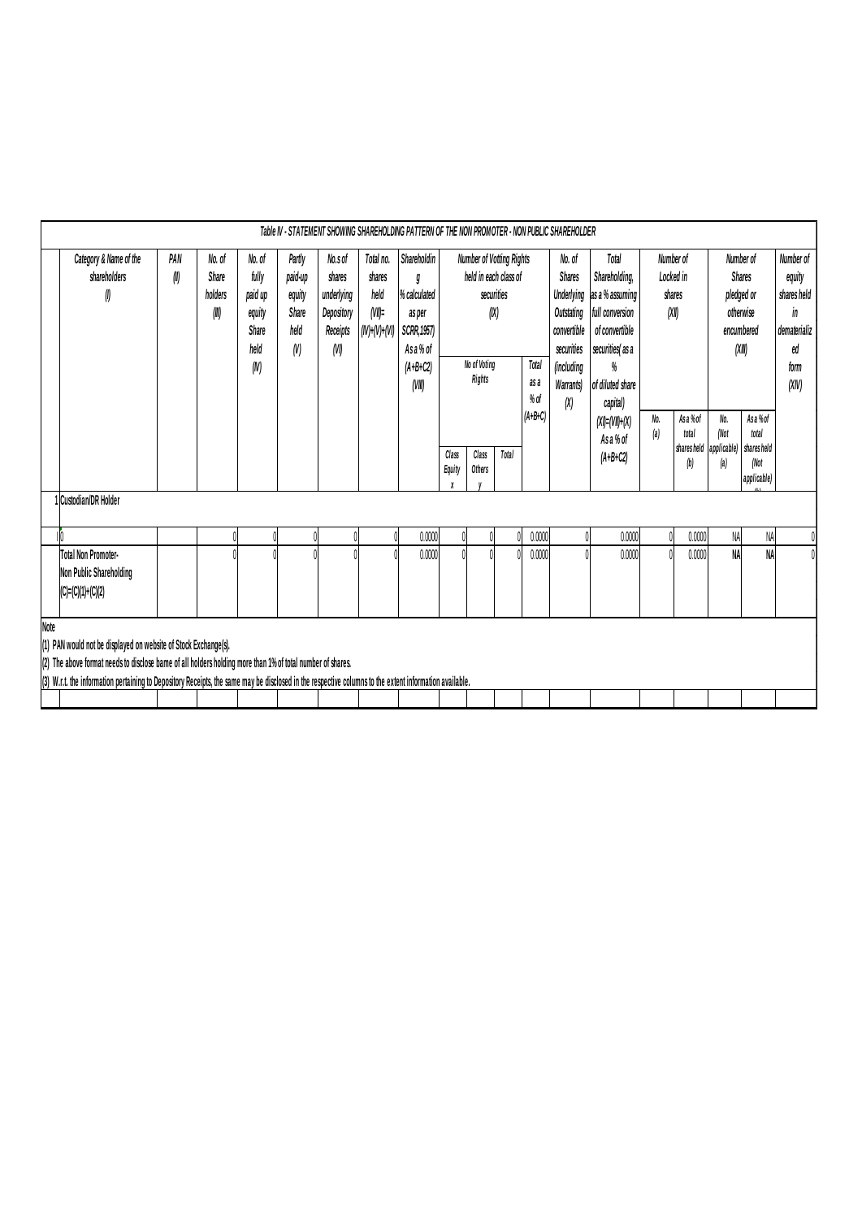| | Table IV - STATEMENT SHOWING SHAREHOLDING PATTERN OF THE NON PROMOTER - NON PUBLIC SHAREHOLDER | | | | | | | | | | | | | | | | | | | |
|---|---|---|---|---|---|---|---|---|---|---|---|---|---|---|---|---|---|---|---|---|
| | Category & Name of the shareholders (I) | PAN (II) | No. of Share holders (III) | No. of fully paid up equity Share held (IV) | Partly paid-up equity Share held (V) | No.s of shares underlying Depository Receipts (VI) | Total no. shares held (VII)= (IV)+(V)+(VI) | Shareholding % calculated as per SCRR,1957) As a % of (A+B+C2) (VIII) | Number of Votting Rights held in each class of securities (IX) | | | | No. of Shares Underlying Outstating convertible securities (including Warrants) (X) | Total Shareholding, as a % assuming full conversion of convertible securities( as a % of diluted share capital) (XI)=(VII)+(X) As a % of (A+B+C2) | Number of Locked in shares (XII) | | Number of Shares pledged or otherwise encumbered (XIII) | | Number of equity shares held in dematerialized form (XIV) |
| | | | | | | | | | No of Voting Rights | | | Total as a % of (A+B+C) | | | | | | | |
| | | | | | | | | | Class Equity x | Class Others y | Total | | | | No. (a) | As a % of total shares held (b) | No. (Not applicable) (a) | As a % of total shares held (Not applicable) (b) | |
| 1 | Custodian/DR Holder | | | | | | | | | | | | | | | | | | |
| i | 0 | | 0 | 0 | 0 | 0 | 0 | 0.0000 | 0 | 0 | 0 | 0.0000 | 0 | 0.0000 | 0 | 0.0000 | NA | NA | 0 |
| | Total Non Promoter- Non Public Shareholding (C)=(C)(1)+(C)(2) | | 0 | 0 | 0 | 0 | 0 | 0.0000 | 0 | 0 | 0 | 0.0000 | 0 | 0.0000 | 0 | 0.0000 | NA | NA | 0 |

Note

(1) PAN would not be displayed on website of Stock Exchange(s).

(2) The above format needs to disclose bame of all holders holding more than 1% of total number of shares.

(3) W.r.t. the information pertaining to Depository Receipts, the same may be disclosed in the respective columns to the extent information available.